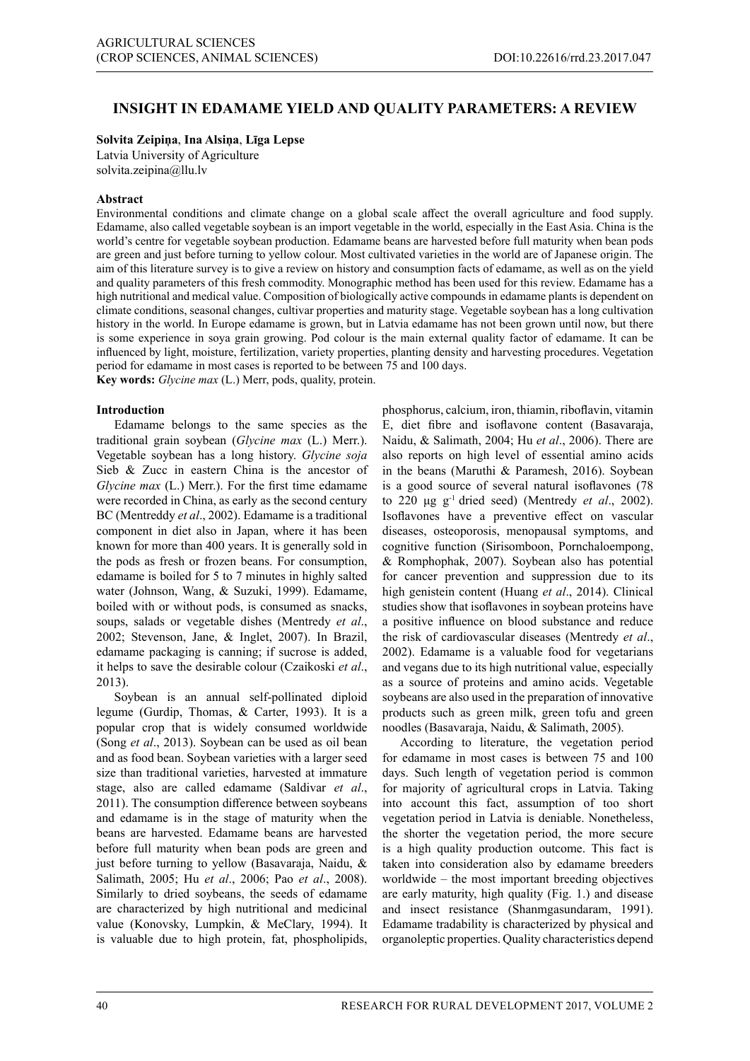# INSIGHT IN EDAMAME YIELD AND QUALITY PARAMETERS: A REVIEW

**Solvita Zeipiņa**, **Ina Alsiņa**, **Līga Lepse**
Latvia University of Agriculture
solvita.zeipina@llu.lv

## Abstract

Environmental conditions and climate change on a global scale affect the overall agriculture and food supply. Edamame, also called vegetable soybean is an import vegetable in the world, especially in the East Asia. China is the world's centre for vegetable soybean production. Edamame beans are harvested before full maturity when bean pods are green and just before turning to yellow colour. Most cultivated varieties in the world are of Japanese origin. The aim of this literature survey is to give a review on history and consumption facts of edamame, as well as on the yield and quality parameters of this fresh commodity. Monographic method has been used for this review. Edamame has a high nutritional and medical value. Composition of biologically active compounds in edamame plants is dependent on climate conditions, seasonal changes, cultivar properties and maturity stage. Vegetable soybean has a long cultivation history in the world. In Europe edamame is grown, but in Latvia edamame has not been grown until now, but there is some experience in soya grain growing. Pod colour is the main external quality factor of edamame. It can be influenced by light, moisture, fertilization, variety properties, planting density and harvesting procedures. Vegetation period for edamame in most cases is reported to be between 75 and 100 days.

**Key words:** *Glycine max* (L.) Merr, pods, quality, protein.

## Introduction

Edamame belongs to the same species as the traditional grain soybean (*Glycine max* (L.) Merr.). Vegetable soybean has a long history. *Glycine soja* Sieb & Zucc in eastern China is the ancestor of *Glycine max* (L.) Merr.). For the first time edamame were recorded in China, as early as the second century BC (Mentreddy *et al*., 2002). Edamame is a traditional component in diet also in Japan, where it has been known for more than 400 years. It is generally sold in the pods as fresh or frozen beans. For consumption, edamame is boiled for 5 to 7 minutes in highly salted water (Johnson, Wang, & Suzuki, 1999). Edamame, boiled with or without pods, is consumed as snacks, soups, salads or vegetable dishes (Mentredy *et al*., 2002; Stevenson, Jane, & Inglet, 2007). In Brazil, edamame packaging is canning; if sucrose is added, it helps to save the desirable colour (Czaikoski *et al*., 2013).

Soybean is an annual self-pollinated diploid legume (Gurdip, Thomas, & Carter, 1993). It is a popular crop that is widely consumed worldwide (Song *et al*., 2013). Soybean can be used as oil bean and as food bean. Soybean varieties with a larger seed size than traditional varieties, harvested at immature stage, also are called edamame (Saldivar *et al*., 2011). The consumption difference between soybeans and edamame is in the stage of maturity when the beans are harvested. Edamame beans are harvested before full maturity when bean pods are green and just before turning to yellow (Basavaraja, Naidu, & Salimath, 2005; Hu *et al*., 2006; Pao *et al*., 2008). Similarly to dried soybeans, the seeds of edamame are characterized by high nutritional and medicinal value (Konovsky, Lumpkin, & McClary, 1994). It is valuable due to high protein, fat, phospholipids, phosphorus, calcium, iron, thiamin, riboflavin, vitamin E, diet fibre and isoflavone content (Basavaraja, Naidu, & Salimath, 2004; Hu *et al*., 2006). There are also reports on high level of essential amino acids in the beans (Maruthi & Paramesh, 2016). Soybean is a good source of several natural isoflavones (78 to 220 μg $g^{-1}$ dried seed) (Mentredy *et al*., 2002). Isoflavones have a preventive effect on vascular diseases, osteoporosis, menopausal symptoms, and cognitive function (Sirisomboon, Pornchaloempong, & Romphophak, 2007). Soybean also has potential for cancer prevention and suppression due to its high genistein content (Huang *et al*., 2014). Clinical studies show that isoflavones in soybean proteins have a positive influence on blood substance and reduce the risk of cardiovascular diseases (Mentredy *et al*., 2002). Edamame is a valuable food for vegetarians and vegans due to its high nutritional value, especially as a source of proteins and amino acids. Vegetable soybeans are also used in the preparation of innovative products such as green milk, green tofu and green noodles (Basavaraja, Naidu, & Salimath, 2005).

According to literature, the vegetation period for edamame in most cases is between 75 and 100 days. Such length of vegetation period is common for majority of agricultural crops in Latvia. Taking into account this fact, assumption of too short vegetation period in Latvia is deniable. Nonetheless, the shorter the vegetation period, the more secure is a high quality production outcome. This fact is taken into consideration also by edamame breeders worldwide – the most important breeding objectives are early maturity, high quality (Fig. 1.) and disease and insect resistance (Shanmgasundaram, 1991). Edamame tradability is characterized by physical and organoleptic properties. Quality characteristics depend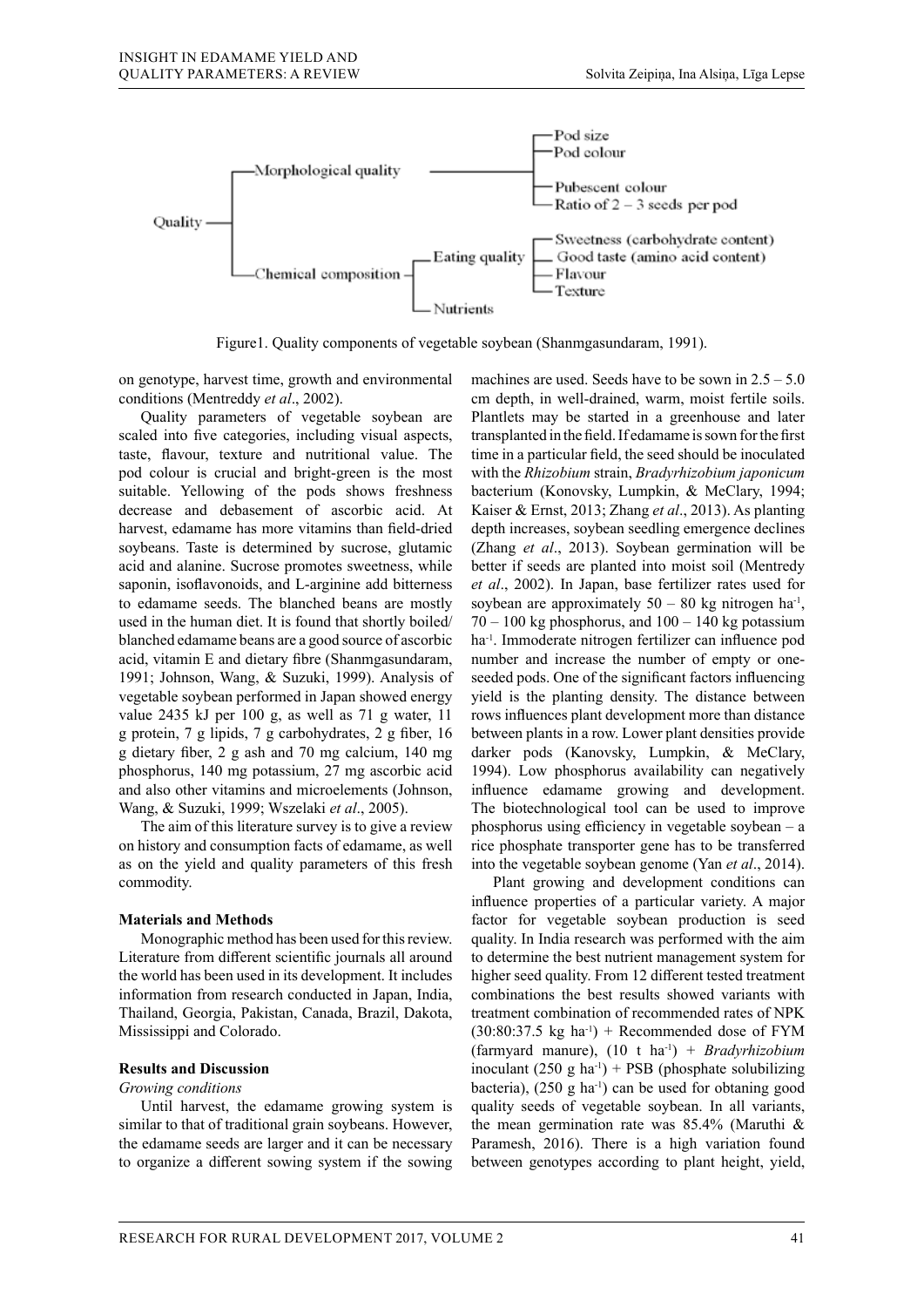- Quality
  - Morphological quality
    - Pod size
    - Pod colour
    - Pubescent colour
    - Ratio of 2 – 3 seeds per pod
  - Chemical composition
    - Eating quality
      - Sweetness (carbohydrate content)
      - Good taste (amino acid content)
      - Flavour
      - Texture
    - Nutrients

Figure1. Quality components of vegetable soybean (Shanmgasundaram, 1991).

on genotype, harvest time, growth and environmental conditions (Mentreddy *et al*., 2002).

Quality parameters of vegetable soybean are scaled into five categories, including visual aspects, taste, flavour, texture and nutritional value. The pod colour is crucial and bright-green is the most suitable. Yellowing of the pods shows freshness decrease and debasement of ascorbic acid. At harvest, edamame has more vitamins than field-dried soybeans. Taste is determined by sucrose, glutamic acid and alanine. Sucrose promotes sweetness, while saponin, isoflavonoids, and L-arginine add bitterness to edamame seeds. The blanched beans are mostly used in the human diet. It is found that shortly boiled/blanched edamame beans are a good source of ascorbic acid, vitamin E and dietary fibre (Shanmgasundaram, 1991; Johnson, Wang, & Suzuki, 1999). Analysis of vegetable soybean performed in Japan showed energy value 2435 kJ per 100 g, as well as 71 g water, 11 g protein, 7 g lipids, 7 g carbohydrates, 2 g fiber, 16 g dietary fiber, 2 g ash and 70 mg calcium, 140 mg phosphorus, 140 mg potassium, 27 mg ascorbic acid and also other vitamins and microelements (Johnson, Wang, & Suzuki, 1999; Wszelaki *et al*., 2005).

The aim of this literature survey is to give a review on history and consumption facts of edamame, as well as on the yield and quality parameters of this fresh commodity.

## Materials and Methods

Monographic method has been used for this review. Literature from different scientific journals all around the world has been used in its development. It includes information from research conducted in Japan, India, Thailand, Georgia, Pakistan, Canada, Brazil, Dakota, Mississippi and Colorado.

## Results and Discussion

*Growing conditions*

Until harvest, the edamame growing system is similar to that of traditional grain soybeans. However, the edamame seeds are larger and it can be necessary to organize a different sowing system if the sowing machines are used. Seeds have to be sown in 2.5 – 5.0 cm depth, in well-drained, warm, moist fertile soils. Plantlets may be started in a greenhouse and later transplanted in the field. If edamame is sown for the first time in a particular field, the seed should be inoculated with the *Rhizobium* strain, *Bradyrhizobium japonicum* bacterium (Konovsky, Lumpkin, & MeClary, 1994; Kaiser & Ernst, 2013; Zhang *et al*., 2013). As planting depth increases, soybean seedling emergence declines (Zhang *et al*., 2013). Soybean germination will be better if seeds are planted into moist soil (Mentredy *et al*., 2002). In Japan, base fertilizer rates used for soybean are approximately 50 – 80 kg nitrogen ha$^{-1}$, 70 – 100 kg phosphorus, and 100 – 140 kg potassium ha$^{-1}$. Immoderate nitrogen fertilizer can influence pod number and increase the number of empty or one-seeded pods. One of the significant factors influencing yield is the planting density. The distance between rows influences plant development more than distance between plants in a row. Lower plant densities provide darker pods (Kanovsky, Lumpkin, & MeClary, 1994). Low phosphorus availability can negatively influence edamame growing and development. The biotechnological tool can be used to improve phosphorus using efficiency in vegetable soybean – a rice phosphate transporter gene has to be transferred into the vegetable soybean genome (Yan *et al*., 2014).

Plant growing and development conditions can influence properties of a particular variety. A major factor for vegetable soybean production is seed quality. In India research was performed with the aim to determine the best nutrient management system for higher seed quality. From 12 different tested treatment combinations the best results showed variants with treatment combination of recommended rates of NPK (30:80:37.5 kg ha$^{-1}$) + Recommended dose of FYM (farmyard manure), (10 t ha$^{-1}$) + *Bradyrhizobium* inoculant (250 g ha$^{-1}$) + PSB (phosphate solubilizing bacteria), (250 g ha$^{-1}$) can be used for obtaining good quality seeds of vegetable soybean. In all variants, the mean germination rate was 85.4% (Maruthi & Paramesh, 2016). There is a high variation found between genotypes according to plant height, yield,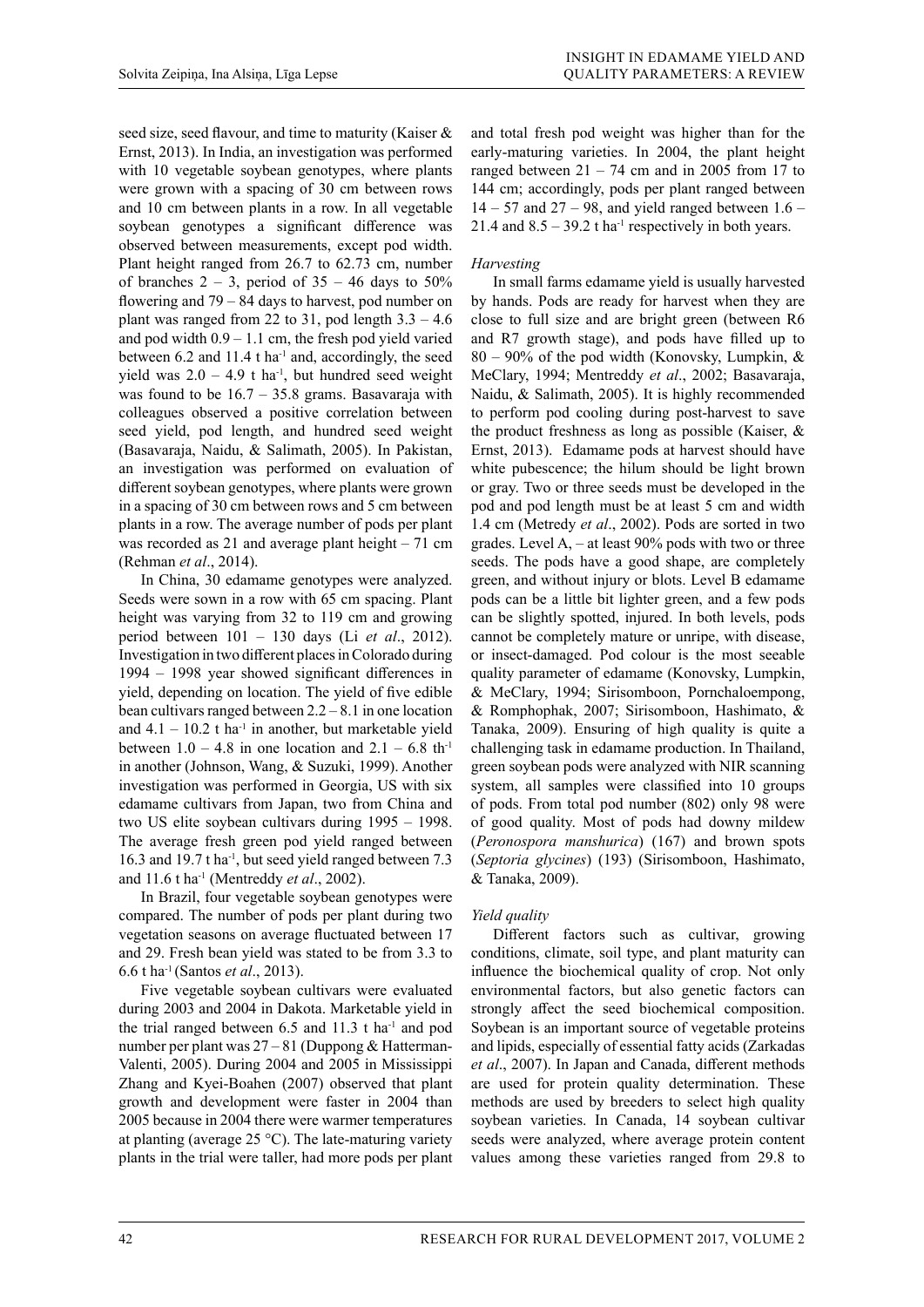seed size, seed flavour, and time to maturity (Kaiser & Ernst, 2013). In India, an investigation was performed with 10 vegetable soybean genotypes, where plants were grown with a spacing of 30 cm between rows and 10 cm between plants in a row. In all vegetable soybean genotypes a significant difference was observed between measurements, except pod width. Plant height ranged from 26.7 to 62.73 cm, number of branches 2 – 3, period of 35 – 46 days to 50% flowering and 79 – 84 days to harvest, pod number on plant was ranged from 22 to 31, pod length 3.3 – 4.6 and pod width 0.9 – 1.1 cm, the fresh pod yield varied between 6.2 and 11.4 t ha$^{-1}$ and, accordingly, the seed yield was 2.0 – 4.9 t ha$^{-1}$, but hundred seed weight was found to be 16.7 – 35.8 grams. Basavaraja with colleagues observed a positive correlation between seed yield, pod length, and hundred seed weight (Basavaraja, Naidu, & Salimath, 2005). In Pakistan, an investigation was performed on evaluation of different soybean genotypes, where plants were grown in a spacing of 30 cm between rows and 5 cm between plants in a row. The average number of pods per plant was recorded as 21 and average plant height – 71 cm (Rehman *et al*., 2014).

In China, 30 edamame genotypes were analyzed. Seeds were sown in a row with 65 cm spacing. Plant height was varying from 32 to 119 cm and growing period between 101 – 130 days (Li *et al*., 2012). Investigation in two different places in Colorado during 1994 – 1998 year showed significant differences in yield, depending on location. The yield of five edible bean cultivars ranged between 2.2 – 8.1 in one location and 4.1 – 10.2 t ha$^{-1}$ in another, but marketable yield between 1.0 – 4.8 in one location and 2.1 – 6.8 th$^{-1}$ in another (Johnson, Wang, & Suzuki, 1999). Another investigation was performed in Georgia, US with six edamame cultivars from Japan, two from China and two US elite soybean cultivars during 1995 – 1998. The average fresh green pod yield ranged between 16.3 and 19.7 t ha$^{-1}$, but seed yield ranged between 7.3 and 11.6 t ha$^{-1}$ (Mentreddy *et al*., 2002).

In Brazil, four vegetable soybean genotypes were compared. The number of pods per plant during two vegetation seasons on average fluctuated between 17 and 29. Fresh bean yield was stated to be from 3.3 to 6.6 t ha$^{-1}$ (Santos *et al*., 2013).

Five vegetable soybean cultivars were evaluated during 2003 and 2004 in Dakota. Marketable yield in the trial ranged between 6.5 and 11.3 t ha$^{-1}$ and pod number per plant was 27 – 81 (Duppong & Hatterman-Valenti, 2005). During 2004 and 2005 in Mississippi Zhang and Kyei-Boahen (2007) observed that plant growth and development were faster in 2004 than 2005 because in 2004 there were warmer temperatures at planting (average 25 °C). The late-maturing variety plants in the trial were taller, had more pods per plant and total fresh pod weight was higher than for the early-maturing varieties. In 2004, the plant height ranged between 21 – 74 cm and in 2005 from 17 to 144 cm; accordingly, pods per plant ranged between 14 – 57 and 27 – 98, and yield ranged between 1.6 – 21.4 and 8.5 – 39.2 t ha$^{-1}$ respectively in both years.

*Harvesting*

In small farms edamame yield is usually harvested by hands. Pods are ready for harvest when they are close to full size and are bright green (between R6 and R7 growth stage), and pods have filled up to 80 – 90% of the pod width (Konovsky, Lumpkin, & MeClary, 1994; Mentreddy *et al*., 2002; Basavaraja, Naidu, & Salimath, 2005). It is highly recommended to perform pod cooling during post-harvest to save the product freshness as long as possible (Kaiser, & Ernst, 2013). Edamame pods at harvest should have white pubescence; the hilum should be light brown or gray. Two or three seeds must be developed in the pod and pod length must be at least 5 cm and width 1.4 cm (Metredy *et al*., 2002). Pods are sorted in two grades. Level A, – at least 90% pods with two or three seeds. The pods have a good shape, are completely green, and without injury or blots. Level B edamame pods can be a little bit lighter green, and a few pods can be slightly spotted, injured. In both levels, pods cannot be completely mature or unripe, with disease, or insect-damaged. Pod colour is the most seeable quality parameter of edamame (Konovsky, Lumpkin, & MeClary, 1994; Sirisomboon, Pornchaloempong, & Romphophak, 2007; Sirisomboon, Hashimato, & Tanaka, 2009). Ensuring of high quality is quite a challenging task in edamame production. In Thailand, green soybean pods were analyzed with NIR scanning system, all samples were classified into 10 groups of pods. From total pod number (802) only 98 were of good quality. Most of pods had downy mildew (*Peronospora manshurica*) (167) and brown spots (*Septoria glycines*) (193) (Sirisomboon, Hashimato, & Tanaka, 2009).

*Yield quality*

Different factors such as cultivar, growing conditions, climate, soil type, and plant maturity can influence the biochemical quality of crop. Not only environmental factors, but also genetic factors can strongly affect the seed biochemical composition. Soybean is an important source of vegetable proteins and lipids, especially of essential fatty acids (Zarkadas *et al*., 2007). In Japan and Canada, different methods are used for protein quality determination. These methods are used by breeders to select high quality soybean varieties. In Canada, 14 soybean cultivar seeds were analyzed, where average protein content values among these varieties ranged from 29.8 to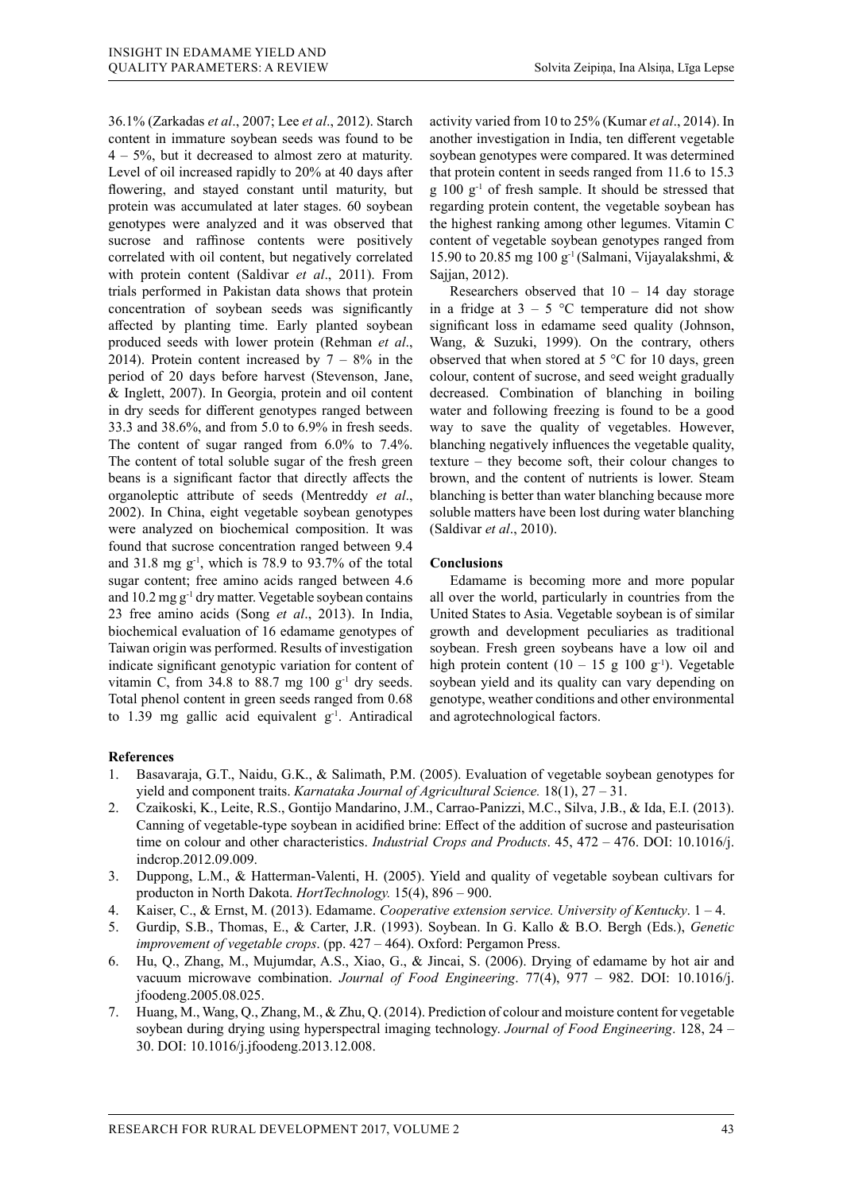36.1% (Zarkadas *et al*., 2007; Lee *et al*., 2012). Starch content in immature soybean seeds was found to be 4 – 5%, but it decreased to almost zero at maturity. Level of oil increased rapidly to 20% at 40 days after flowering, and stayed constant until maturity, but protein was accumulated at later stages. 60 soybean genotypes were analyzed and it was observed that sucrose and raffinose contents were positively correlated with oil content, but negatively correlated with protein content (Saldivar *et al*., 2011). From trials performed in Pakistan data shows that protein concentration of soybean seeds was significantly affected by planting time. Early planted soybean produced seeds with lower protein (Rehman *et al*., 2014). Protein content increased by 7 – 8% in the period of 20 days before harvest (Stevenson, Jane, & Inglett, 2007). In Georgia, protein and oil content in dry seeds for different genotypes ranged between 33.3 and 38.6%, and from 5.0 to 6.9% in fresh seeds. The content of sugar ranged from 6.0% to 7.4%. The content of total soluble sugar of the fresh green beans is a significant factor that directly affects the organoleptic attribute of seeds (Mentreddy *et al*., 2002). In China, eight vegetable soybean genotypes were analyzed on biochemical composition. It was found that sucrose concentration ranged between 9.4 and 31.8 mg $g^{-1}$, which is 78.9 to 93.7% of the total sugar content; free amino acids ranged between 4.6 and 10.2 mg $g^{-1}$ dry matter. Vegetable soybean contains 23 free amino acids (Song *et al*., 2013). In India, biochemical evaluation of 16 edamame genotypes of Taiwan origin was performed. Results of investigation indicate significant genotypic variation for content of vitamin C, from 34.8 to 88.7 mg 100 $g^{-1}$ dry seeds. Total phenol content in green seeds ranged from 0.68 to 1.39 mg gallic acid equivalent $g^{-1}$. Antiradical activity varied from 10 to 25% (Kumar *et al*., 2014). In another investigation in India, ten different vegetable soybean genotypes were compared. It was determined that protein content in seeds ranged from 11.6 to 15.3 g 100 $g^{-1}$ of fresh sample. It should be stressed that regarding protein content, the vegetable soybean has the highest ranking among other legumes. Vitamin C content of vegetable soybean genotypes ranged from 15.90 to 20.85 mg 100 $g^{-1}$ (Salmani, Vijayalakshmi, & Sajjan, 2012).

Researchers observed that 10 – 14 day storage in a fridge at 3 – 5 °C temperature did not show significant loss in edamame seed quality (Johnson, Wang, & Suzuki, 1999). On the contrary, others observed that when stored at 5 °C for 10 days, green colour, content of sucrose, and seed weight gradually decreased. Combination of blanching in boiling water and following freezing is found to be a good way to save the quality of vegetables. However, blanching negatively influences the vegetable quality, texture – they become soft, their colour changes to brown, and the content of nutrients is lower. Steam blanching is better than water blanching because more soluble matters have been lost during water blanching (Saldivar *et al*., 2010).

## Conclusions

Edamame is becoming more and more popular all over the world, particularly in countries from the United States to Asia. Vegetable soybean is of similar growth and development peculiarities as traditional soybean. Fresh green soybeans have a low oil and high protein content (10 – 15 g 100 $g^{-1}$). Vegetable soybean yield and its quality can vary depending on genotype, weather conditions and other environmental and agrotechnological factors.

## References

1. Basavaraja, G.T., Naidu, G.K., & Salimath, P.M. (2005). Evaluation of vegetable soybean genotypes for yield and component traits. *Karnataka Journal of Agricultural Science.* 18(1), 27 – 31.
2. Czaikoski, K., Leite, R.S., Gontijo Mandarino, J.M., Carrao-Panizzi, M.C., Silva, J.B., & Ida, E.I. (2013). Canning of vegetable-type soybean in acidified brine: Effect of the addition of sucrose and pasteurisation time on colour and other characteristics. *Industrial Crops and Products*. 45, 472 – 476. DOI: 10.1016/j.indcrop.2012.09.009.
3. Duppong, L.M., & Hatterman-Valenti, H. (2005). Yield and quality of vegetable soybean cultivars for producton in North Dakota. *HortTechnology.* 15(4), 896 – 900.
4. Kaiser, C., & Ernst, M. (2013). Edamame. *Cooperative extension service. University of Kentucky*. 1 – 4.
5. Gurdip, S.B., Thomas, E., & Carter, J.R. (1993). Soybean. In G. Kallo & B.O. Bergh (Eds.), *Genetic improvement of vegetable crops*. (pp. 427 – 464). Oxford: Pergamon Press.
6. Hu, Q., Zhang, M., Mujumdar, A.S., Xiao, G., & Jincai, S. (2006). Drying of edamame by hot air and vacuum microwave combination. *Journal of Food Engineering*. 77(4), 977 – 982. DOI: 10.1016/j.jfoodeng.2005.08.025.
7. Huang, M., Wang, Q., Zhang, M., & Zhu, Q. (2014). Prediction of colour and moisture content for vegetable soybean during drying using hyperspectral imaging technology. *Journal of Food Engineering*. 128, 24 – 30. DOI: 10.1016/j.jfoodeng.2013.12.008.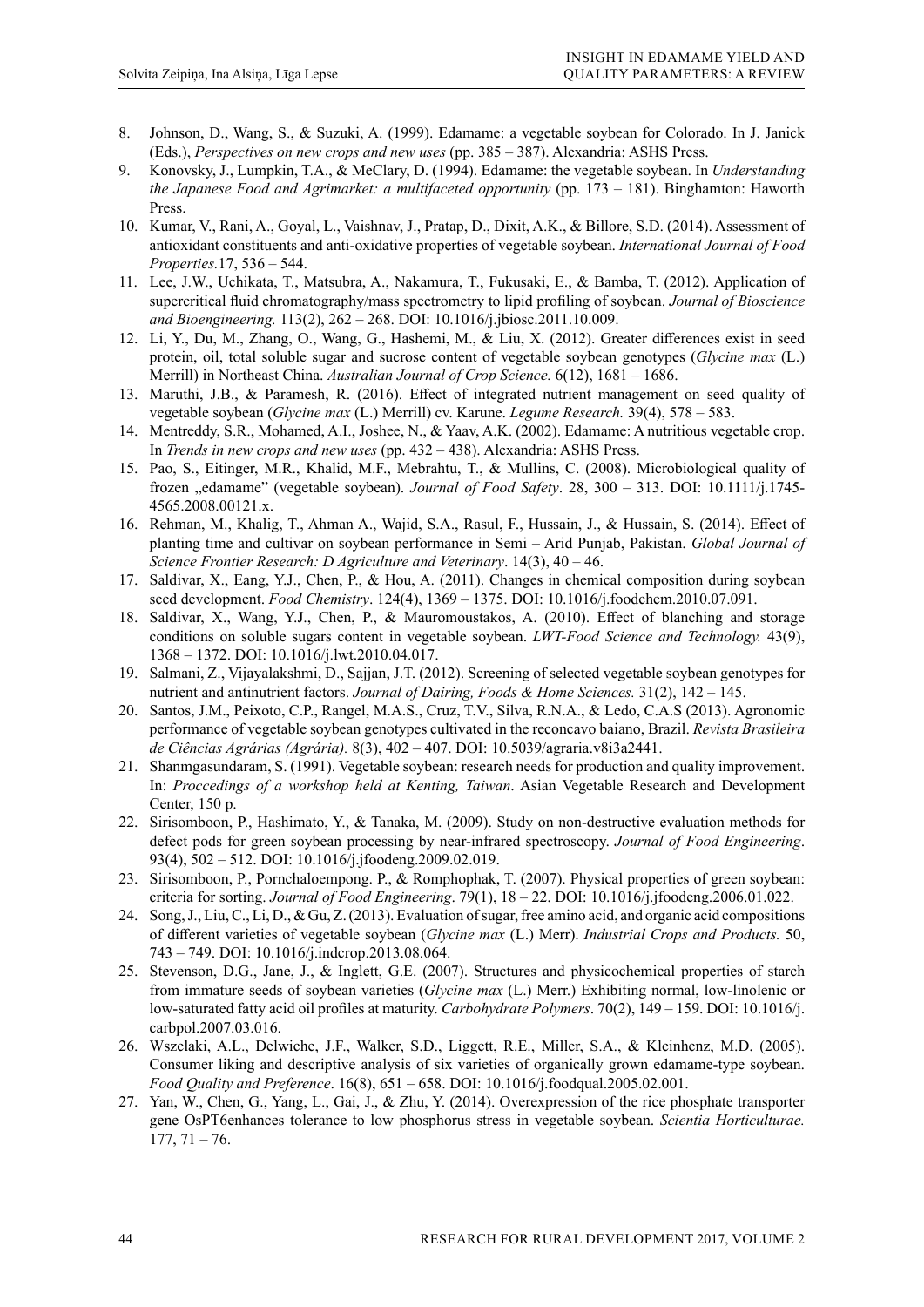8. Johnson, D., Wang, S., & Suzuki, A. (1999). Edamame: a vegetable soybean for Colorado. In J. Janick (Eds.), *Perspectives on new crops and new uses* (pp. 385 – 387). Alexandria: ASHS Press.
9. Konovsky, J., Lumpkin, T.A., & McClary, D. (1994). Edamame: the vegetable soybean. In *Understanding the Japanese Food and Agrimarket: a multifaceted opportunity* (pp. 173 – 181). Binghamton: Haworth Press.
10. Kumar, V., Rani, A., Goyal, L., Vaishnav, J., Pratap, D., Dixit, A.K., & Billore, S.D. (2014). Assessment of antioxidant constituents and anti-oxidative properties of vegetable soybean. *International Journal of Food Properties.*17, 536 – 544.
11. Lee, J.W., Uchikata, T., Matsubra, A., Nakamura, T., Fukusaki, E., & Bamba, T. (2012). Application of supercritical fluid chromatography/mass spectrometry to lipid profiling of soybean. *Journal of Bioscience and Bioengineering.* 113(2), 262 – 268. DOI: 10.1016/j.jbiosc.2011.10.009.
12. Li, Y., Du, M., Zhang, O., Wang, G., Hashemi, M., & Liu, X. (2012). Greater differences exist in seed protein, oil, total soluble sugar and sucrose content of vegetable soybean genotypes (*Glycine max* (L.) Merrill) in Northeast China. *Australian Journal of Crop Science.* 6(12), 1681 – 1686.
13. Maruthi, J.B., & Paramesh, R. (2016). Effect of integrated nutrient management on seed quality of vegetable soybean (*Glycine max* (L.) Merrill) cv. Karune. *Legume Research.* 39(4), 578 – 583.
14. Mentreddy, S.R., Mohamed, A.I., Joshee, N., & Yaav, A.K. (2002). Edamame: A nutritious vegetable crop. In *Trends in new crops and new uses* (pp. 432 – 438). Alexandria: ASHS Press.
15. Pao, S., Eitinger, M.R., Khalid, M.F., Mebrahtu, T., & Mullins, C. (2008). Microbiological quality of frozen „edamame" (vegetable soybean). *Journal of Food Safety*. 28, 300 – 313. DOI: 10.1111/j.1745-4565.2008.00121.x.
16. Rehman, M., Khalig, T., Ahman A., Wajid, S.A., Rasul, F., Hussain, J., & Hussain, S. (2014). Effect of planting time and cultivar on soybean performance in Semi – Arid Punjab, Pakistan. *Global Journal of Science Frontier Research: D Agriculture and Veterinary*. 14(3), 40 – 46.
17. Saldivar, X., Eang, Y.J., Chen, P., & Hou, A. (2011). Changes in chemical composition during soybean seed development. *Food Chemistry*. 124(4), 1369 – 1375. DOI: 10.1016/j.foodchem.2010.07.091.
18. Saldivar, X., Wang, Y.J., Chen, P., & Mauromoustakos, A. (2010). Effect of blanching and storage conditions on soluble sugars content in vegetable soybean. *LWT-Food Science and Technology.* 43(9), 1368 – 1372. DOI: 10.1016/j.lwt.2010.04.017.
19. Salmani, Z., Vijayalakshmi, D., Sajjan, J.T. (2012). Screening of selected vegetable soybean genotypes for nutrient and antinutrient factors. *Journal of Dairing, Foods & Home Sciences.* 31(2), 142 – 145.
20. Santos, J.M., Peixoto, C.P., Rangel, M.A.S., Cruz, T.V., Silva, R.N.A., & Ledo, C.A.S (2013). Agronomic performance of vegetable soybean genotypes cultivated in the reconcavo baiano, Brazil. *Revista Brasileira de Ciências Agrárias (Agrária).* 8(3), 402 – 407. DOI: 10.5039/agraria.v8i3a2441.
21. Shanmgasundaram, S. (1991). Vegetable soybean: research needs for production and quality improvement. In: *Proccedings of a workshop held at Kenting, Taiwan*. Asian Vegetable Research and Development Center, 150 p.
22. Sirisomboon, P., Hashimato, Y., & Tanaka, M. (2009). Study on non-destructive evaluation methods for defect pods for green soybean processing by near-infrared spectroscopy. *Journal of Food Engineering*. 93(4), 502 – 512. DOI: 10.1016/j.jfoodeng.2009.02.019.
23. Sirisomboon, P., Pornchaloempong. P., & Romphophak, T. (2007). Physical properties of green soybean: criteria for sorting. *Journal of Food Engineering*. 79(1), 18 – 22. DOI: 10.1016/j.jfoodeng.2006.01.022.
24. Song, J., Liu, C., Li, D., & Gu, Z. (2013). Evaluation of sugar, free amino acid, and organic acid compositions of different varieties of vegetable soybean (*Glycine max* (L.) Merr). *Industrial Crops and Products.* 50, 743 – 749. DOI: 10.1016/j.indcrop.2013.08.064.
25. Stevenson, D.G., Jane, J., & Inglett, G.E. (2007). Structures and physicochemical properties of starch from immature seeds of soybean varieties (*Glycine max* (L.) Merr.) Exhibiting normal, low-linolenic or low-saturated fatty acid oil profiles at maturity. *Carbohydrate Polymers*. 70(2), 149 – 159. DOI: 10.1016/j.carbpol.2007.03.016.
26. Wszelaki, A.L., Delwiche, J.F., Walker, S.D., Liggett, R.E., Miller, S.A., & Kleinhenz, M.D. (2005). Consumer liking and descriptive analysis of six varieties of organically grown edamame-type soybean. *Food Quality and Preference*. 16(8), 651 – 658. DOI: 10.1016/j.foodqual.2005.02.001.
27. Yan, W., Chen, G., Yang, L., Gai, J., & Zhu, Y. (2014). Overexpression of the rice phosphate transporter gene OsPT6enhances tolerance to low phosphorus stress in vegetable soybean. *Scientia Horticulturae.* 177, 71 – 76.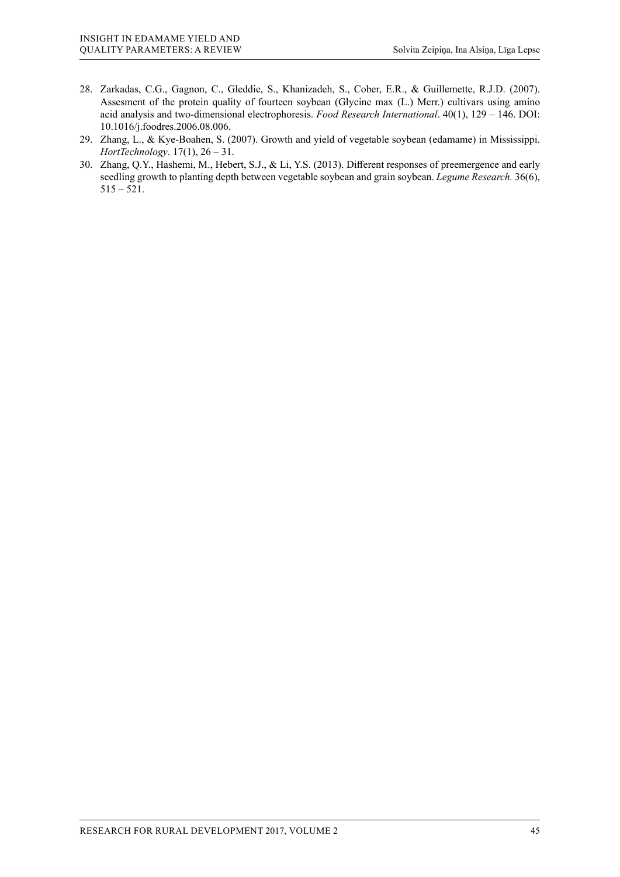28. Zarkadas, C.G., Gagnon, C., Gleddie, S., Khanizadeh, S., Cober, E.R., & Guillemette, R.J.D. (2007). Assesment of the protein quality of fourteen soybean (Glycine max (L.) Merr.) cultivars using amino acid analysis and two-dimensional electrophoresis. *Food Research International*. 40(1), 129 – 146. DOI: 10.1016/j.foodres.2006.08.006.
29. Zhang, L., & Kye-Boahen, S. (2007). Growth and yield of vegetable soybean (edamame) in Mississippi. *HortTechnology*. 17(1), 26 – 31.
30. Zhang, Q.Y., Hashemi, M., Hebert, S.J., & Li, Y.S. (2013). Different responses of preemergence and early seedling growth to planting depth between vegetable soybean and grain soybean. *Legume Research.* 36(6), 515 – 521.